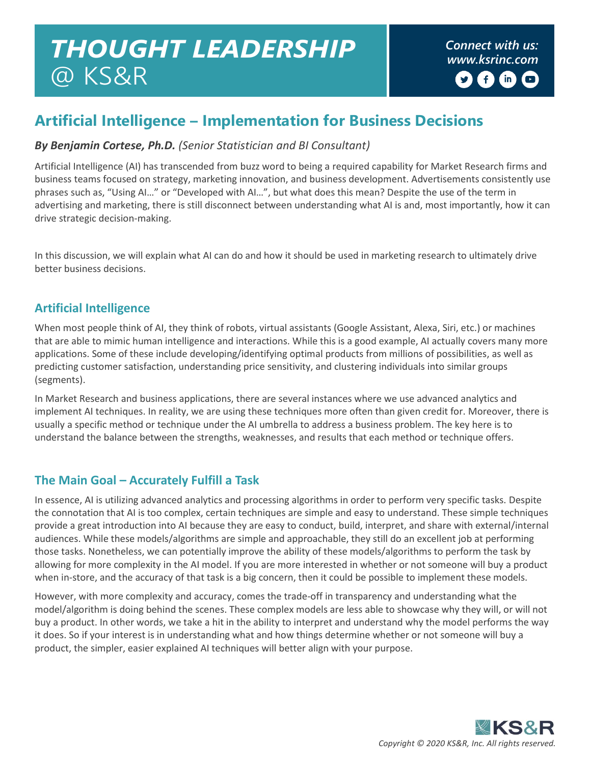# THOUGHT LEADERSHIP @ KS&R

*Connect with us:*
*www.ksrinc.com*

## Artificial Intelligence – Implementation for Business Decisions

***By Benjamin Cortese, Ph.D.*** *(Senior Statistician and BI Consultant)*

Artificial Intelligence (AI) has transcended from buzz word to being a required capability for Market Research firms and business teams focused on strategy, marketing innovation, and business development. Advertisements consistently use phrases such as, "Using AI…" or "Developed with AI…", but what does this mean? Despite the use of the term in advertising and marketing, there is still disconnect between understanding what AI is and, most importantly, how it can drive strategic decision-making.

In this discussion, we will explain what AI can do and how it should be used in marketing research to ultimately drive better business decisions.

### Artificial Intelligence

When most people think of AI, they think of robots, virtual assistants (Google Assistant, Alexa, Siri, etc.) or machines that are able to mimic human intelligence and interactions. While this is a good example, AI actually covers many more applications. Some of these include developing/identifying optimal products from millions of possibilities, as well as predicting customer satisfaction, understanding price sensitivity, and clustering individuals into similar groups (segments).

In Market Research and business applications, there are several instances where we use advanced analytics and implement AI techniques. In reality, we are using these techniques more often than given credit for. Moreover, there is usually a specific method or technique under the AI umbrella to address a business problem. The key here is to understand the balance between the strengths, weaknesses, and results that each method or technique offers.

### The Main Goal – Accurately Fulfill a Task

In essence, AI is utilizing advanced analytics and processing algorithms in order to perform very specific tasks. Despite the connotation that AI is too complex, certain techniques are simple and easy to understand. These simple techniques provide a great introduction into AI because they are easy to conduct, build, interpret, and share with external/internal audiences. While these models/algorithms are simple and approachable, they still do an excellent job at performing those tasks. Nonetheless, we can potentially improve the ability of these models/algorithms to perform the task by allowing for more complexity in the AI model. If you are more interested in whether or not someone will buy a product when in-store, and the accuracy of that task is a big concern, then it could be possible to implement these models.

However, with more complexity and accuracy, comes the trade-off in transparency and understanding what the model/algorithm is doing behind the scenes. These complex models are less able to showcase why they will, or will not buy a product. In other words, we take a hit in the ability to interpret and understand why the model performs the way it does. So if your interest is in understanding what and how things determine whether or not someone will buy a product, the simpler, easier explained AI techniques will better align with your purpose.

*Copyright © 2020 KS&R, Inc. All rights reserved.*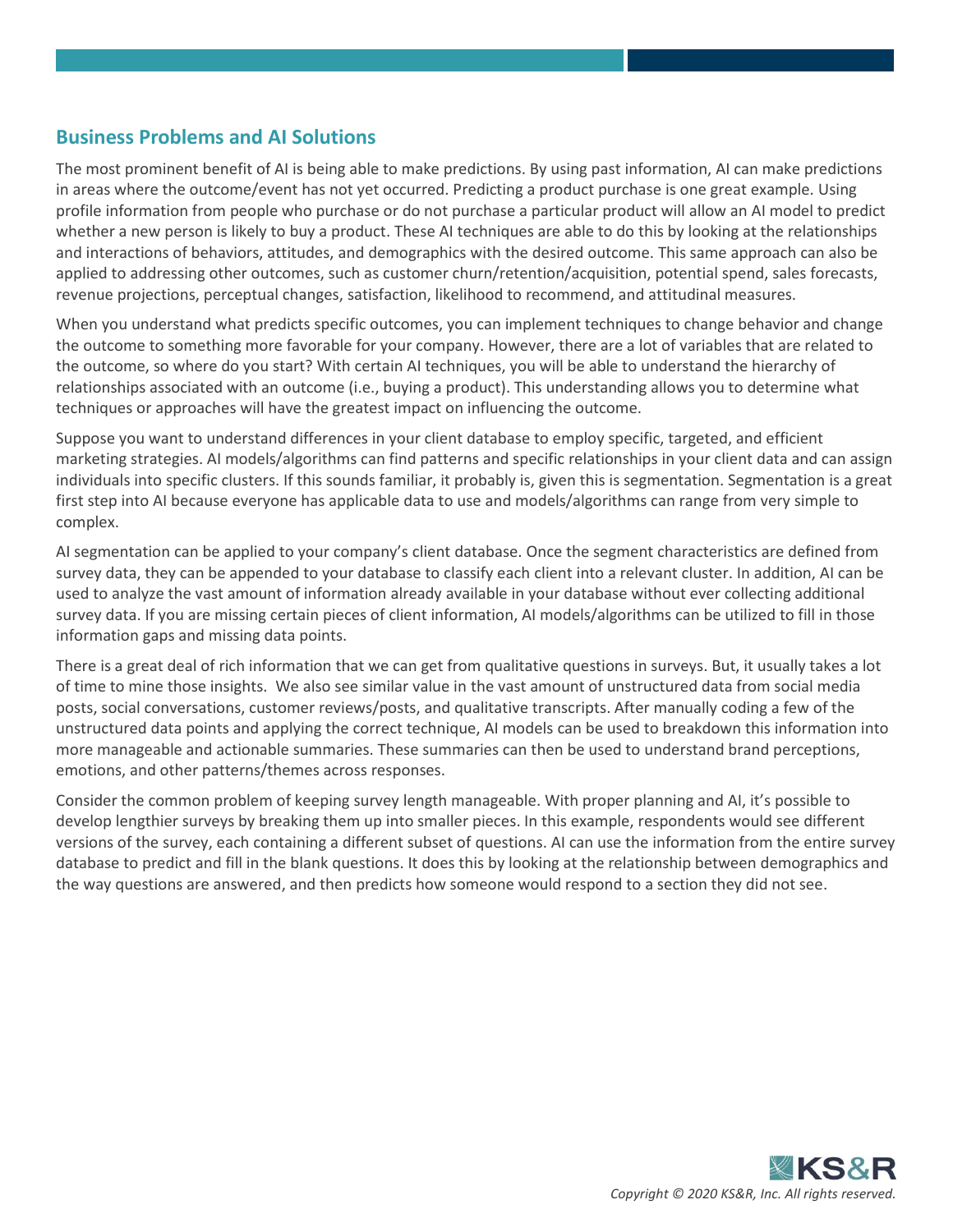## Business Problems and AI Solutions

The most prominent benefit of AI is being able to make predictions. By using past information, AI can make predictions in areas where the outcome/event has not yet occurred. Predicting a product purchase is one great example. Using profile information from people who purchase or do not purchase a particular product will allow an AI model to predict whether a new person is likely to buy a product. These AI techniques are able to do this by looking at the relationships and interactions of behaviors, attitudes, and demographics with the desired outcome. This same approach can also be applied to addressing other outcomes, such as customer churn/retention/acquisition, potential spend, sales forecasts, revenue projections, perceptual changes, satisfaction, likelihood to recommend, and attitudinal measures.

When you understand what predicts specific outcomes, you can implement techniques to change behavior and change the outcome to something more favorable for your company. However, there are a lot of variables that are related to the outcome, so where do you start? With certain AI techniques, you will be able to understand the hierarchy of relationships associated with an outcome (i.e., buying a product). This understanding allows you to determine what techniques or approaches will have the greatest impact on influencing the outcome.

Suppose you want to understand differences in your client database to employ specific, targeted, and efficient marketing strategies. AI models/algorithms can find patterns and specific relationships in your client data and can assign individuals into specific clusters. If this sounds familiar, it probably is, given this is segmentation. Segmentation is a great first step into AI because everyone has applicable data to use and models/algorithms can range from very simple to complex.

AI segmentation can be applied to your company's client database. Once the segment characteristics are defined from survey data, they can be appended to your database to classify each client into a relevant cluster. In addition, AI can be used to analyze the vast amount of information already available in your database without ever collecting additional survey data. If you are missing certain pieces of client information, AI models/algorithms can be utilized to fill in those information gaps and missing data points.

There is a great deal of rich information that we can get from qualitative questions in surveys. But, it usually takes a lot of time to mine those insights. We also see similar value in the vast amount of unstructured data from social media posts, social conversations, customer reviews/posts, and qualitative transcripts. After manually coding a few of the unstructured data points and applying the correct technique, AI models can be used to breakdown this information into more manageable and actionable summaries. These summaries can then be used to understand brand perceptions, emotions, and other patterns/themes across responses.

Consider the common problem of keeping survey length manageable. With proper planning and AI, it's possible to develop lengthier surveys by breaking them up into smaller pieces. In this example, respondents would see different versions of the survey, each containing a different subset of questions. AI can use the information from the entire survey database to predict and fill in the blank questions. It does this by looking at the relationship between demographics and the way questions are answered, and then predicts how someone would respond to a section they did not see.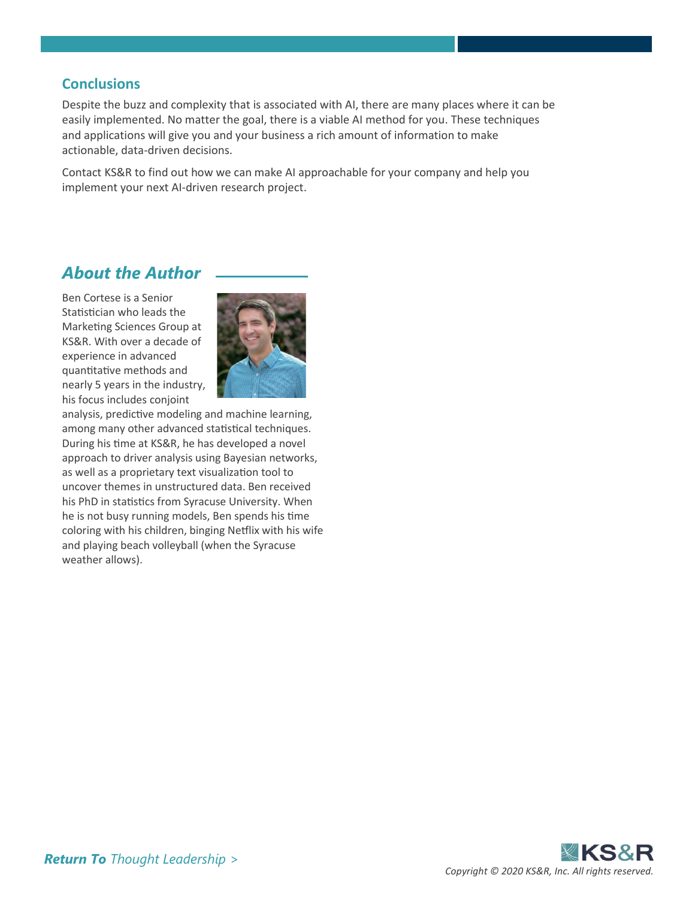## Conclusions

Despite the buzz and complexity that is associated with AI, there are many places where it can be easily implemented. No matter the goal, there is a viable AI method for you. These techniques and applications will give you and your business a rich amount of information to make actionable, data-driven decisions.

Contact KS&R to find out how we can make AI approachable for your company and help you implement your next AI-driven research project.

## *About the Author*

Ben Cortese is a Senior Statistician who leads the Marketing Sciences Group at KS&R. With over a decade of experience in advanced quantitative methods and nearly 5 years in the industry, his focus includes conjoint analysis, predictive modeling and machine learning, among many other advanced statistical techniques. During his time at KS&R, he has developed a novel approach to driver analysis using Bayesian networks, as well as a proprietary text visualization tool to uncover themes in unstructured data. Ben received his PhD in statistics from Syracuse University. When he is not busy running models, Ben spends his time coloring with his children, binging Netflix with his wife and playing beach volleyball (when the Syracuse weather allows).

***Return To** Thought Leadership >*

KS&R

*Copyright © 2020 KS&R, Inc. All rights reserved.*